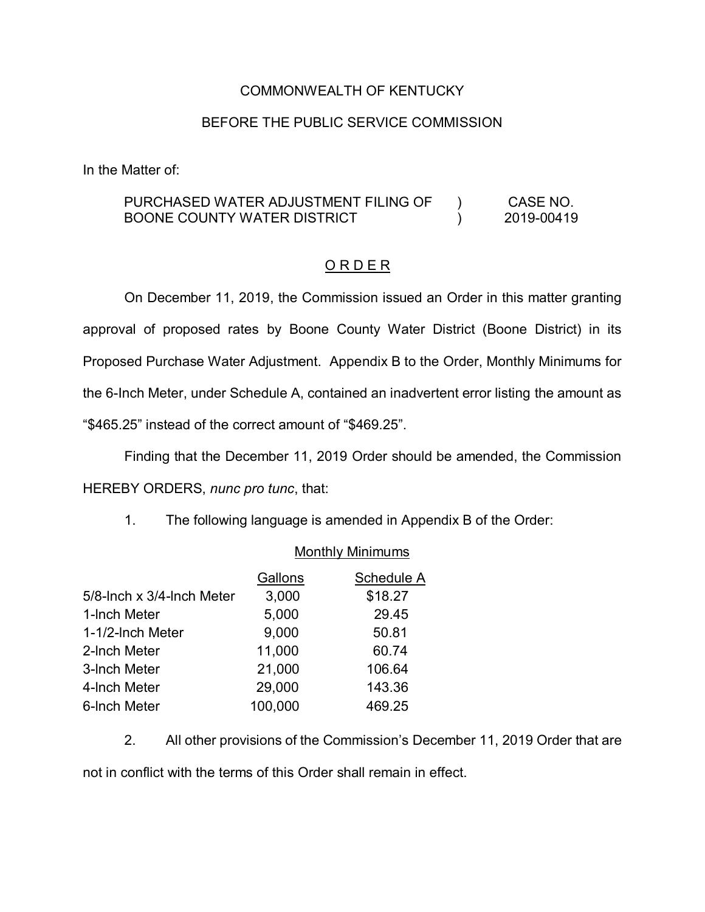COMMONWEALTH OF KENTUCKY

BEFORE THE PUBLIC SERVICE COMMISSION

In the Matter of:

| | | |
|---|---|---|
| PURCHASED WATER ADJUSTMENT FILING OF BOONE COUNTY WATER DISTRICT | ) ) | CASE NO. 2019-00419 |

## O R D E R

On December 11, 2019, the Commission issued an Order in this matter granting approval of proposed rates by Boone County Water District (Boone District) in its Proposed Purchase Water Adjustment. Appendix B to the Order, Monthly Minimums for the 6-Inch Meter, under Schedule A, contained an inadvertent error listing the amount as "$465.25" instead of the correct amount of "$469.25".

Finding that the December 11, 2019 Order should be amended, the Commission HEREBY ORDERS, *nunc pro tunc*, that:

1. The following language is amended in Appendix B of the Order:

Monthly Minimums

| | Gallons | Schedule A |
|---|---|---|
| 5/8-Inch x 3/4-Inch Meter | 3,000 | $18.27 |
| 1-Inch Meter | 5,000 | 29.45 |
| 1-1/2-Inch Meter | 9,000 | 50.81 |
| 2-Inch Meter | 11,000 | 60.74 |
| 3-Inch Meter | 21,000 | 106.64 |
| 4-Inch Meter | 29,000 | 143.36 |
| 6-Inch Meter | 100,000 | 469.25 |

2. All other provisions of the Commission's December 11, 2019 Order that are not in conflict with the terms of this Order shall remain in effect.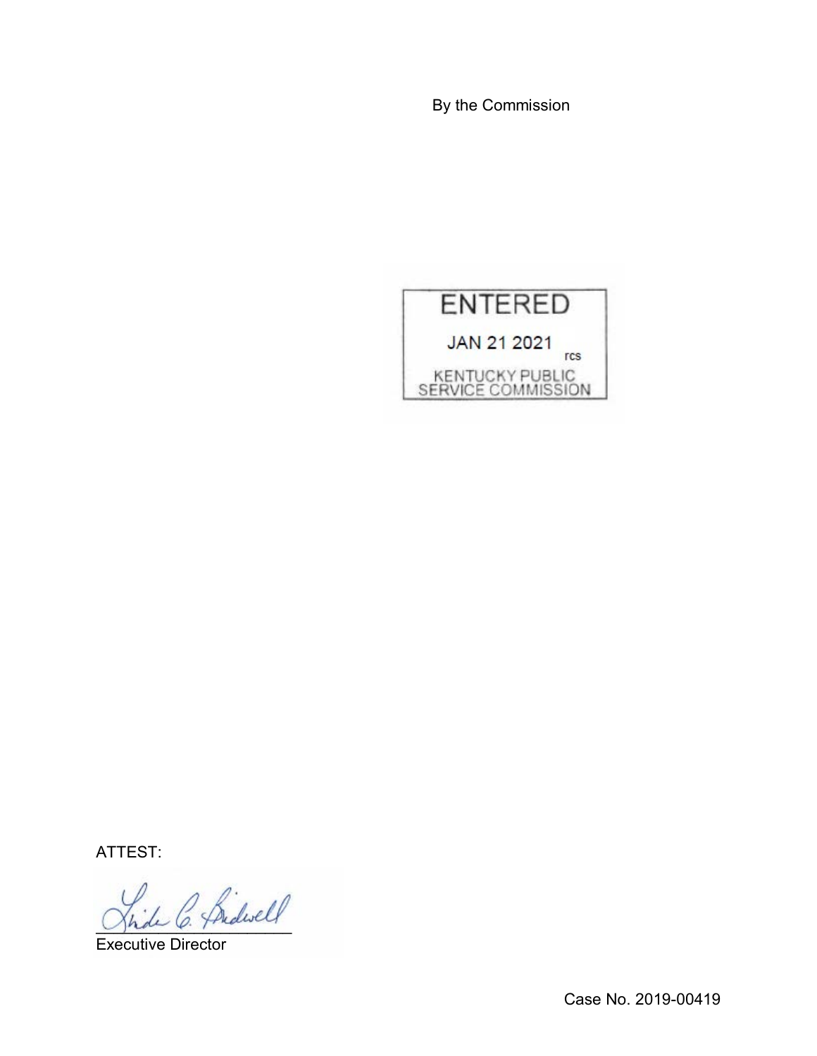By the Commission

ENTERED

JAN 21 2021

rcs

KENTUCKY PUBLIC SERVICE COMMISSION

ATTEST:

Executive Director

Case No. 2019-00419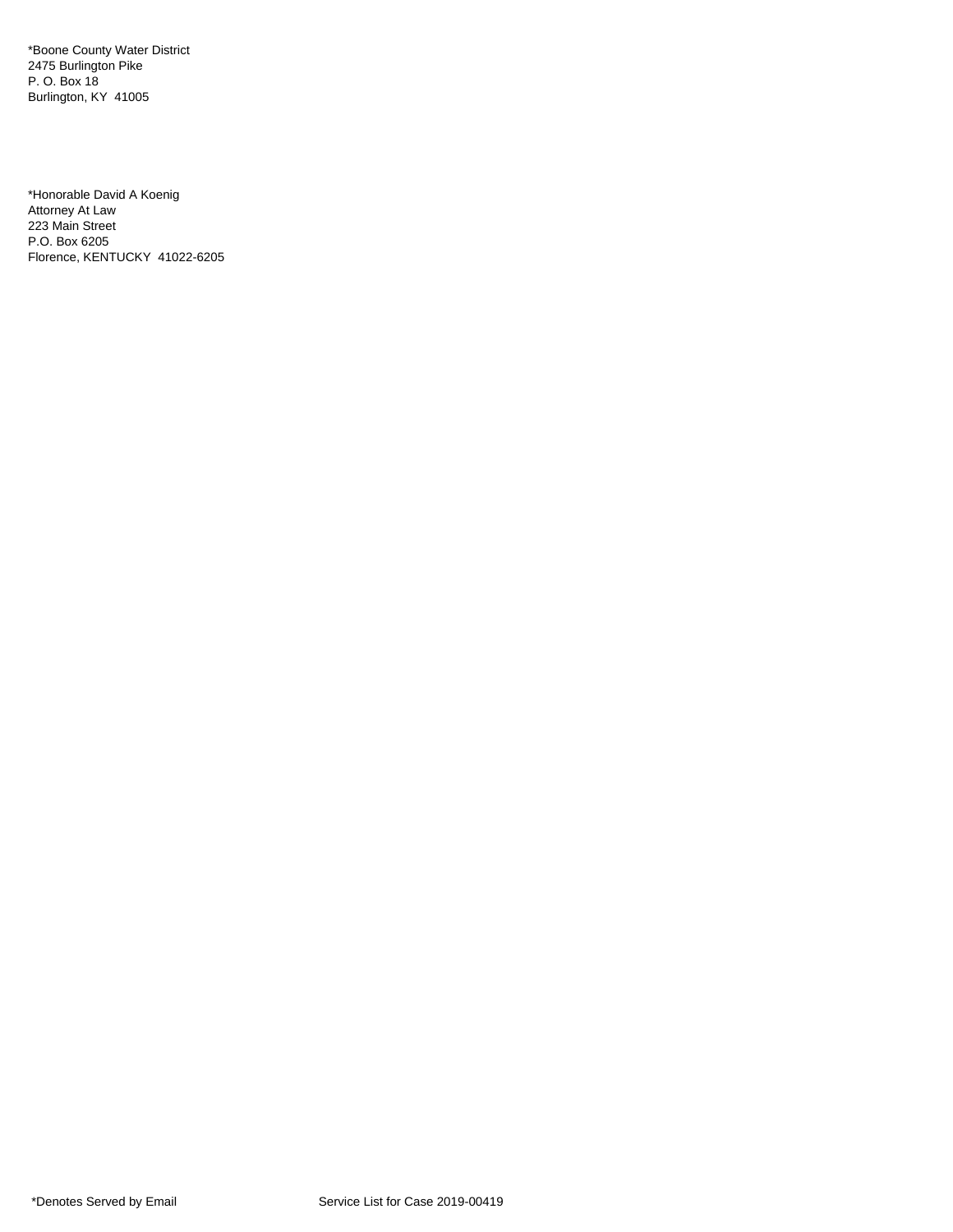*Boone County Water District
2475 Burlington Pike
P. O. Box 18
Burlington, KY  41005

*Honorable David A Koenig
Attorney At Law
223 Main Street
P.O. Box 6205
Florence, KENTUCKY  41022-6205

*Denotes Served by Email

Service List for Case 2019-00419